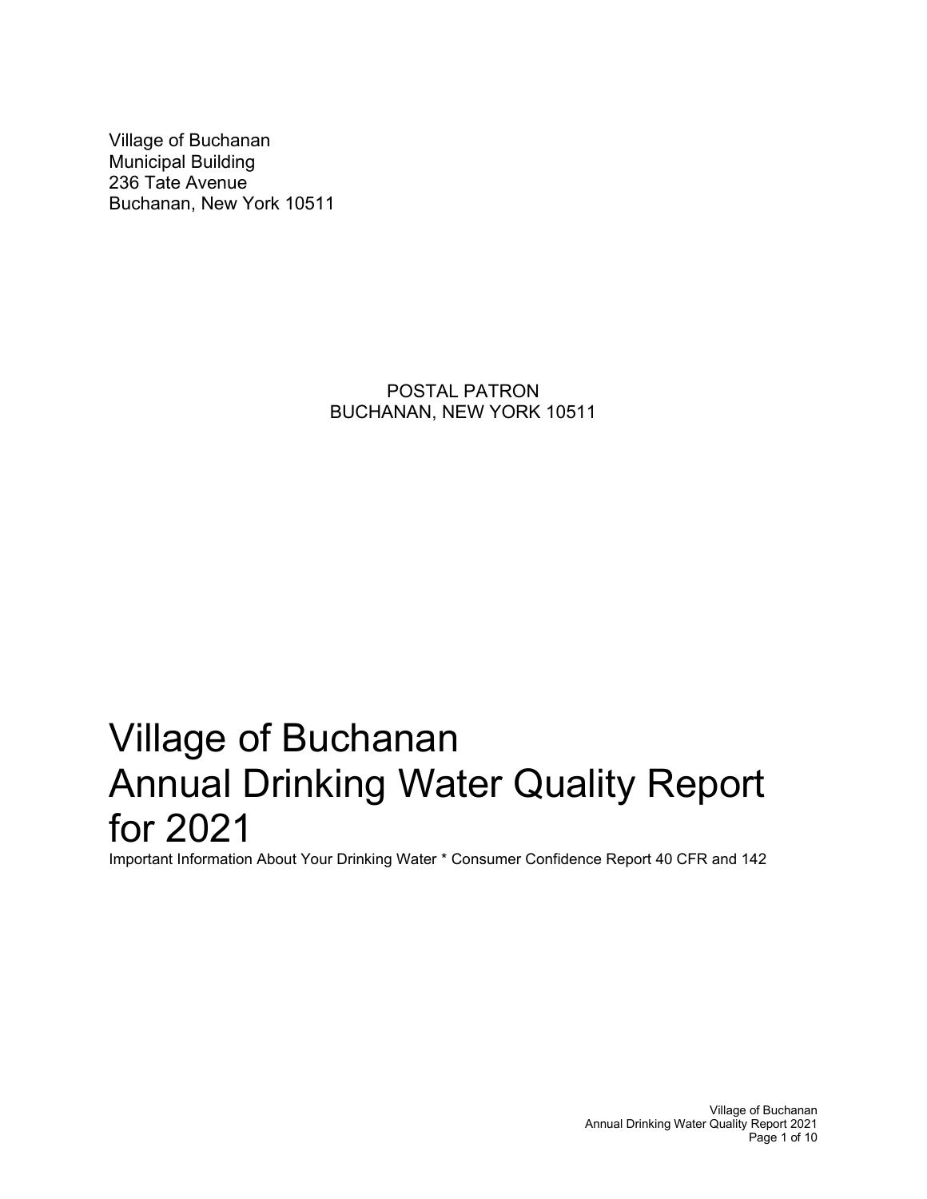Village of Buchanan
Municipal Building
236 Tate Avenue
Buchanan, New York 10511

POSTAL PATRON
BUCHANAN, NEW YORK 10511

# Village of Buchanan Annual Drinking Water Quality Report for 2021

Important Information About Your Drinking Water * Consumer Confidence Report 40 CFR and 142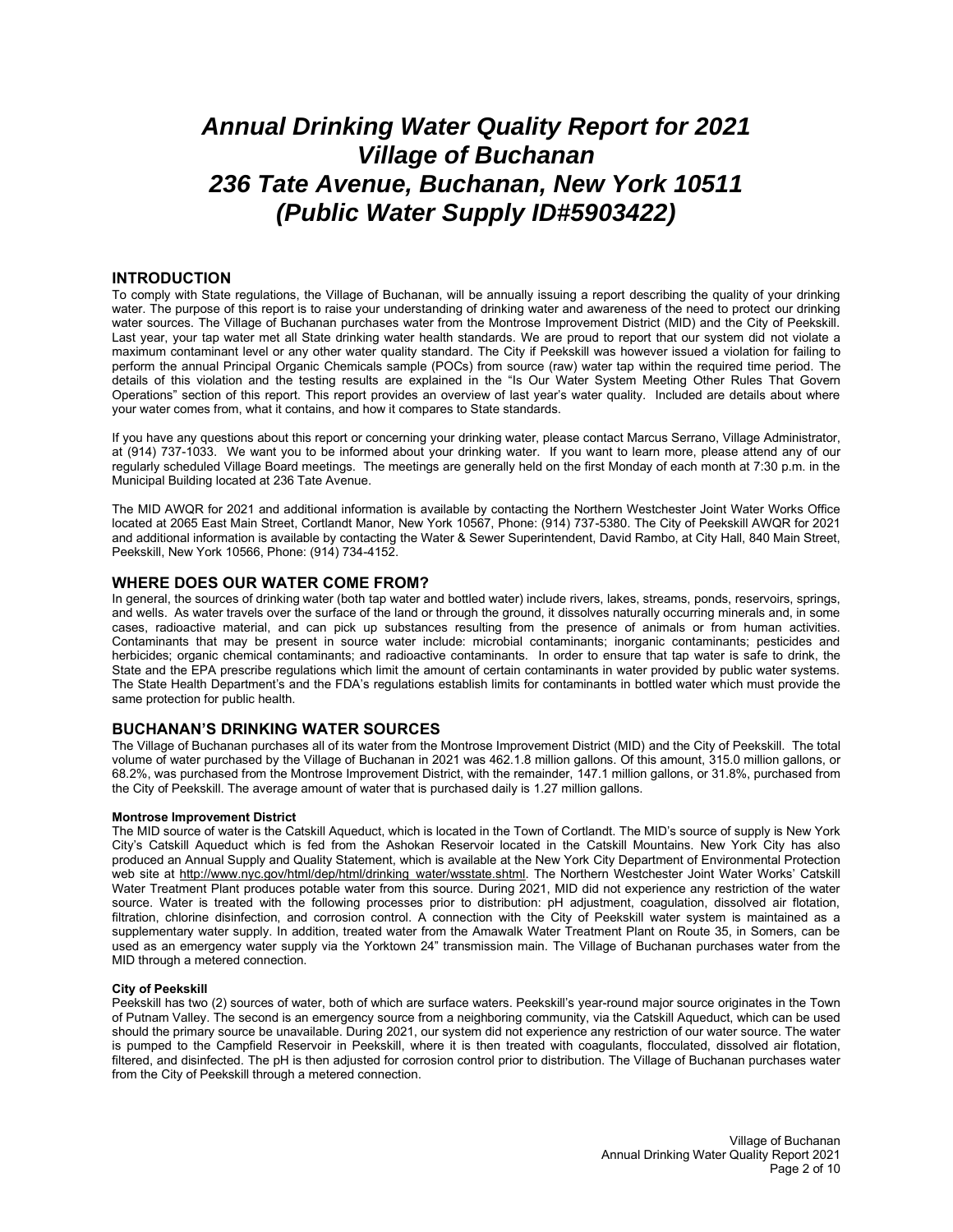# *Annual Drinking Water Quality Report for 2021*
# *Village of Buchanan*
# *236 Tate Avenue, Buchanan, New York 10511*
# *(Public Water Supply ID#5903422)*

## INTRODUCTION

To comply with State regulations, the Village of Buchanan, will be annually issuing a report describing the quality of your drinking water. The purpose of this report is to raise your understanding of drinking water and awareness of the need to protect our drinking water sources. The Village of Buchanan purchases water from the Montrose Improvement District (MID) and the City of Peekskill. Last year, your tap water met all State drinking water health standards. We are proud to report that our system did not violate a maximum contaminant level or any other water quality standard. The City if Peekskill was however issued a violation for failing to perform the annual Principal Organic Chemicals sample (POCs) from source (raw) water tap within the required time period. The details of this violation and the testing results are explained in the "Is Our Water System Meeting Other Rules That Govern Operations" section of this report. This report provides an overview of last year's water quality. Included are details about where your water comes from, what it contains, and how it compares to State standards.

If you have any questions about this report or concerning your drinking water, please contact Marcus Serrano, Village Administrator, at (914) 737-1033. We want you to be informed about your drinking water. If you want to learn more, please attend any of our regularly scheduled Village Board meetings. The meetings are generally held on the first Monday of each month at 7:30 p.m. in the Municipal Building located at 236 Tate Avenue.

The MID AWQR for 2021 and additional information is available by contacting the Northern Westchester Joint Water Works Office located at 2065 East Main Street, Cortlandt Manor, New York 10567, Phone: (914) 737-5380. The City of Peekskill AWQR for 2021 and additional information is available by contacting the Water & Sewer Superintendent, David Rambo, at City Hall, 840 Main Street, Peekskill, New York 10566, Phone: (914) 734-4152.

## WHERE DOES OUR WATER COME FROM?

In general, the sources of drinking water (both tap water and bottled water) include rivers, lakes, streams, ponds, reservoirs, springs, and wells. As water travels over the surface of the land or through the ground, it dissolves naturally occurring minerals and, in some cases, radioactive material, and can pick up substances resulting from the presence of animals or from human activities. Contaminants that may be present in source water include: microbial contaminants; inorganic contaminants; pesticides and herbicides; organic chemical contaminants; and radioactive contaminants. In order to ensure that tap water is safe to drink, the State and the EPA prescribe regulations which limit the amount of certain contaminants in water provided by public water systems. The State Health Department's and the FDA's regulations establish limits for contaminants in bottled water which must provide the same protection for public health.

## BUCHANAN'S DRINKING WATER SOURCES

The Village of Buchanan purchases all of its water from the Montrose Improvement District (MID) and the City of Peekskill. The total volume of water purchased by the Village of Buchanan in 2021 was 462.1.8 million gallons. Of this amount, 315.0 million gallons, or 68.2%, was purchased from the Montrose Improvement District, with the remainder, 147.1 million gallons, or 31.8%, purchased from the City of Peekskill. The average amount of water that is purchased daily is 1.27 million gallons.

**Montrose Improvement District**

The MID source of water is the Catskill Aqueduct, which is located in the Town of Cortlandt. The MID's source of supply is New York City's Catskill Aqueduct which is fed from the Ashokan Reservoir located in the Catskill Mountains. New York City has also produced an Annual Supply and Quality Statement, which is available at the New York City Department of Environmental Protection web site at http://www.nyc.gov/html/dep/html/drinking_water/wsstate.shtml. The Northern Westchester Joint Water Works' Catskill Water Treatment Plant produces potable water from this source. During 2021, MID did not experience any restriction of the water source. Water is treated with the following processes prior to distribution: pH adjustment, coagulation, dissolved air flotation, filtration, chlorine disinfection, and corrosion control. A connection with the City of Peekskill water system is maintained as a supplementary water supply. In addition, treated water from the Amawalk Water Treatment Plant on Route 35, in Somers, can be used as an emergency water supply via the Yorktown 24" transmission main. The Village of Buchanan purchases water from the MID through a metered connection.

**City of Peekskill**

Peekskill has two (2) sources of water, both of which are surface waters. Peekskill's year-round major source originates in the Town of Putnam Valley. The second is an emergency source from a neighboring community, via the Catskill Aqueduct, which can be used should the primary source be unavailable. During 2021, our system did not experience any restriction of our water source. The water is pumped to the Campfield Reservoir in Peekskill, where it is then treated with coagulants, flocculated, dissolved air flotation, filtered, and disinfected. The pH is then adjusted for corrosion control prior to distribution. The Village of Buchanan purchases water from the City of Peekskill through a metered connection.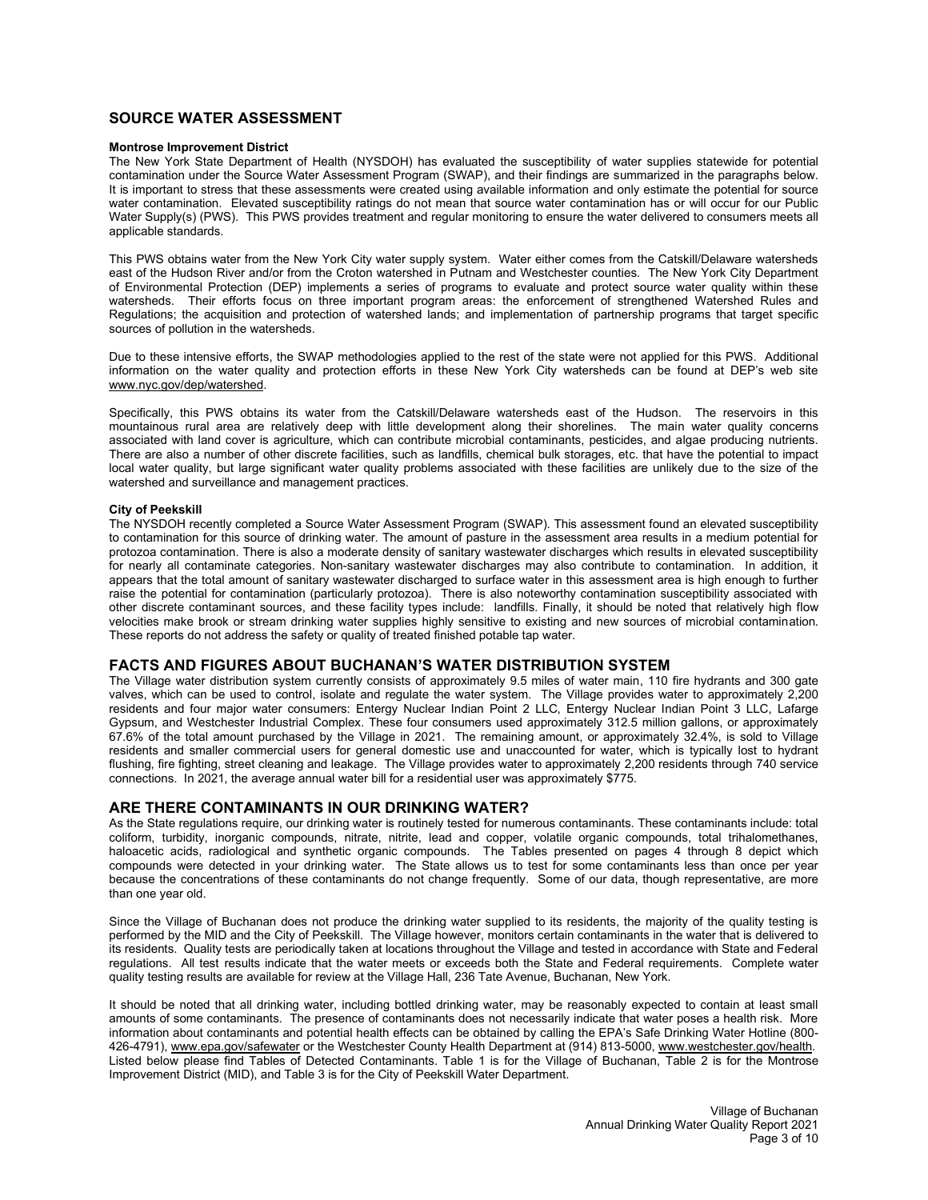## SOURCE WATER ASSESSMENT

**Montrose Improvement District**

The New York State Department of Health (NYSDOH) has evaluated the susceptibility of water supplies statewide for potential contamination under the Source Water Assessment Program (SWAP), and their findings are summarized in the paragraphs below. It is important to stress that these assessments were created using available information and only estimate the potential for source water contamination. Elevated susceptibility ratings do not mean that source water contamination has or will occur for our Public Water Supply(s) (PWS). This PWS provides treatment and regular monitoring to ensure the water delivered to consumers meets all applicable standards.

This PWS obtains water from the New York City water supply system. Water either comes from the Catskill/Delaware watersheds east of the Hudson River and/or from the Croton watershed in Putnam and Westchester counties. The New York City Department of Environmental Protection (DEP) implements a series of programs to evaluate and protect source water quality within these watersheds. Their efforts focus on three important program areas: the enforcement of strengthened Watershed Rules and Regulations; the acquisition and protection of watershed lands; and implementation of partnership programs that target specific sources of pollution in the watersheds.

Due to these intensive efforts, the SWAP methodologies applied to the rest of the state were not applied for this PWS. Additional information on the water quality and protection efforts in these New York City watersheds can be found at DEP's web site www.nyc.gov/dep/watershed.

Specifically, this PWS obtains its water from the Catskill/Delaware watersheds east of the Hudson. The reservoirs in this mountainous rural area are relatively deep with little development along their shorelines. The main water quality concerns associated with land cover is agriculture, which can contribute microbial contaminants, pesticides, and algae producing nutrients. There are also a number of other discrete facilities, such as landfills, chemical bulk storages, etc. that have the potential to impact local water quality, but large significant water quality problems associated with these facilities are unlikely due to the size of the watershed and surveillance and management practices.

**City of Peekskill**

The NYSDOH recently completed a Source Water Assessment Program (SWAP). This assessment found an elevated susceptibility to contamination for this source of drinking water. The amount of pasture in the assessment area results in a medium potential for protozoa contamination. There is also a moderate density of sanitary wastewater discharges which results in elevated susceptibility for nearly all contaminate categories. Non-sanitary wastewater discharges may also contribute to contamination. In addition, it appears that the total amount of sanitary wastewater discharged to surface water in this assessment area is high enough to further raise the potential for contamination (particularly protozoa). There is also noteworthy contamination susceptibility associated with other discrete contaminant sources, and these facility types include: landfills. Finally, it should be noted that relatively high flow velocities make brook or stream drinking water supplies highly sensitive to existing and new sources of microbial contamination. These reports do not address the safety or quality of treated finished potable tap water.

## FACTS AND FIGURES ABOUT BUCHANAN'S WATER DISTRIBUTION SYSTEM

The Village water distribution system currently consists of approximately 9.5 miles of water main, 110 fire hydrants and 300 gate valves, which can be used to control, isolate and regulate the water system. The Village provides water to approximately 2,200 residents and four major water consumers: Entergy Nuclear Indian Point 2 LLC, Entergy Nuclear Indian Point 3 LLC, Lafarge Gypsum, and Westchester Industrial Complex. These four consumers used approximately 312.5 million gallons, or approximately 67.6% of the total amount purchased by the Village in 2021. The remaining amount, or approximately 32.4%, is sold to Village residents and smaller commercial users for general domestic use and unaccounted for water, which is typically lost to hydrant flushing, fire fighting, street cleaning and leakage. The Village provides water to approximately 2,200 residents through 740 service connections. In 2021, the average annual water bill for a residential user was approximately $775.

## ARE THERE CONTAMINANTS IN OUR DRINKING WATER?

As the State regulations require, our drinking water is routinely tested for numerous contaminants. These contaminants include: total coliform, turbidity, inorganic compounds, nitrate, nitrite, lead and copper, volatile organic compounds, total trihalomethanes, haloacetic acids, radiological and synthetic organic compounds. The Tables presented on pages 4 through 8 depict which compounds were detected in your drinking water. The State allows us to test for some contaminants less than once per year because the concentrations of these contaminants do not change frequently. Some of our data, though representative, are more than one year old.

Since the Village of Buchanan does not produce the drinking water supplied to its residents, the majority of the quality testing is performed by the MID and the City of Peekskill. The Village however, monitors certain contaminants in the water that is delivered to its residents. Quality tests are periodically taken at locations throughout the Village and tested in accordance with State and Federal regulations. All test results indicate that the water meets or exceeds both the State and Federal requirements. Complete water quality testing results are available for review at the Village Hall, 236 Tate Avenue, Buchanan, New York.

It should be noted that all drinking water, including bottled drinking water, may be reasonably expected to contain at least small amounts of some contaminants. The presence of contaminants does not necessarily indicate that water poses a health risk. More information about contaminants and potential health effects can be obtained by calling the EPA's Safe Drinking Water Hotline (800-426-4791), www.epa.gov/safewater or the Westchester County Health Department at (914) 813-5000, www.westchester.gov/health. Listed below please find Tables of Detected Contaminants. Table 1 is for the Village of Buchanan, Table 2 is for the Montrose Improvement District (MID), and Table 3 is for the City of Peekskill Water Department.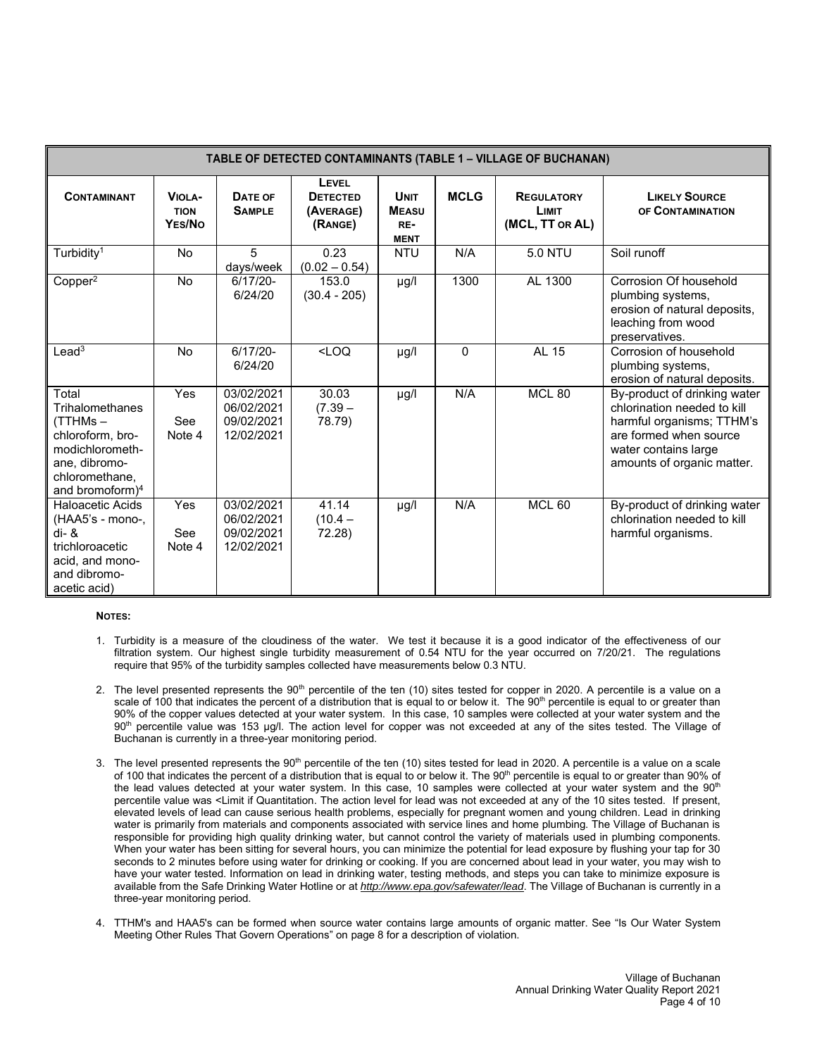| TABLE OF DETECTED CONTAMINANTS (TABLE 1 – VILLAGE OF BUCHANAN) | | | | | | | |
|---|---|---|---|---|---|---|---|
| **CONTAMINANT** | **VIOLATION YES/NO** | **DATE OF SAMPLE** | **LEVEL DETECTED (AVERAGE) (RANGE)** | **UNIT MEASUREMENT** | **MCLG** | **REGULATORY LIMIT (MCL, TT OR AL)** | **LIKELY SOURCE OF CONTAMINATION** |
| Turbidity[1] | No | 5 days/week | 0.23 (0.02 – 0.54) | NTU | N/A | 5.0 NTU | Soil runoff |
| Copper[2] | No | 6/17/20-6/24/20 | 153.0 (30.4 - 205) | µg/l | 1300 | AL 1300 | Corrosion Of household plumbing systems, erosion of natural deposits, leaching from wood preservatives. |
| Lead[3] | No | 6/17/20-6/24/20 | <LOQ | µg/l | 0 | AL 15 | Corrosion of household plumbing systems, erosion of natural deposits. |
| Total Trihalomethanes (TTHMs – chloroform, bromodichloromethane, dibromochloromethane, and bromoform)[4] | Yes See Note 4 | 03/02/2021 06/02/2021 09/02/2021 12/02/2021 | 30.03 (7.39 – 78.79) | µg/l | N/A | MCL 80 | By-product of drinking water chlorination needed to kill harmful organisms; TTHM's are formed when source water contains large amounts of organic matter. |
| Haloacetic Acids (HAA5's - mono-, di- & trichloroacetic acid, and mono- and dibromo-acetic acid) | Yes See Note 4 | 03/02/2021 06/02/2021 09/02/2021 12/02/2021 | 41.14 (10.4 – 72.28) | µg/l | N/A | MCL 60 | By-product of drinking water chlorination needed to kill harmful organisms. |

**NOTES:**

1. Turbidity is a measure of the cloudiness of the water. We test it because it is a good indicator of the effectiveness of our filtration system. Our highest single turbidity measurement of 0.54 NTU for the year occurred on 7/20/21. The regulations require that 95% of the turbidity samples collected have measurements below 0.3 NTU.

2. The level presented represents the 90th percentile of the ten (10) sites tested for copper in 2020. A percentile is a value on a scale of 100 that indicates the percent of a distribution that is equal to or below it. The 90th percentile is equal to or greater than 90% of the copper values detected at your water system. In this case, 10 samples were collected at your water system and the 90th percentile value was 153 µg/l. The action level for copper was not exceeded at any of the sites tested. The Village of Buchanan is currently in a three-year monitoring period.

3. The level presented represents the 90th percentile of the ten (10) sites tested for lead in 2020. A percentile is a value on a scale of 100 that indicates the percent of a distribution that is equal to or below it. The 90th percentile is equal to or greater than 90% of the lead values detected at your water system. In this case, 10 samples were collected at your water system and the 90th percentile value was <Limit if Quantitation. The action level for lead was not exceeded at any of the 10 sites tested. If present, elevated levels of lead can cause serious health problems, especially for pregnant women and young children. Lead in drinking water is primarily from materials and components associated with service lines and home plumbing. The Village of Buchanan is responsible for providing high quality drinking water, but cannot control the variety of materials used in plumbing components. When your water has been sitting for several hours, you can minimize the potential for lead exposure by flushing your tap for 30 seconds to 2 minutes before using water for drinking or cooking. If you are concerned about lead in your water, you may wish to have your water tested. Information on lead in drinking water, testing methods, and steps you can take to minimize exposure is available from the Safe Drinking Water Hotline or at *http://www.epa.gov/safewater/lead*. The Village of Buchanan is currently in a three-year monitoring period.

4. TTHM's and HAA5's can be formed when source water contains large amounts of organic matter. See "Is Our Water System Meeting Other Rules That Govern Operations" on page 8 for a description of violation.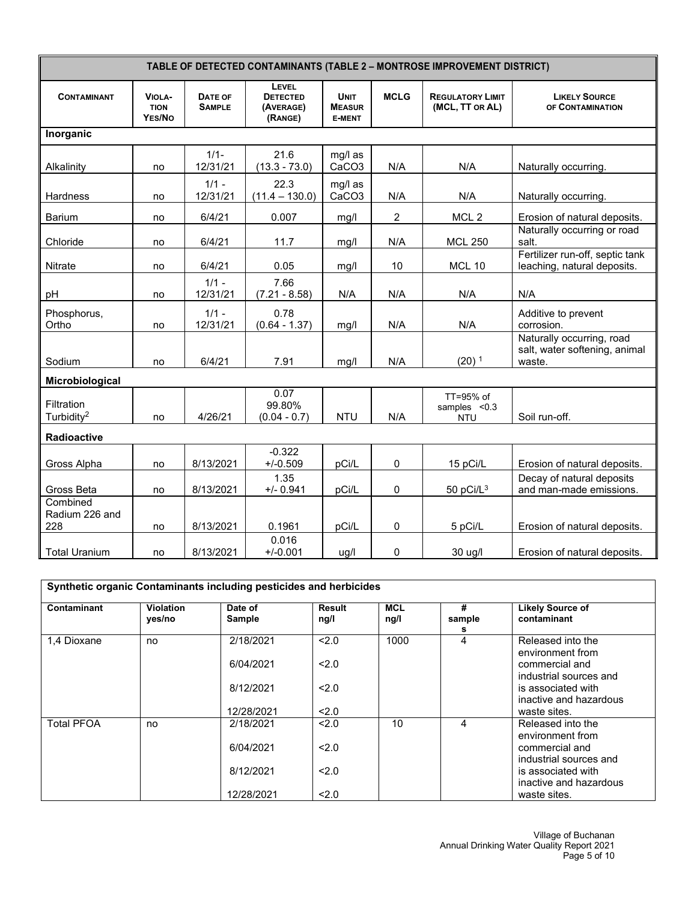| TABLE OF DETECTED CONTAMINANTS (TABLE 2 – MONTROSE IMPROVEMENT DISTRICT) | | | | | | | |
|---|---|---|---|---|---|---|---|
| **CONTAMINANT** | **VIOLATION YES/NO** | **DATE OF SAMPLE** | **LEVEL DETECTED (AVERAGE) (RANGE)** | **UNIT MEASUREMENT** | **MCLG** | **REGULATORY LIMIT (MCL, TT OR AL)** | **LIKELY SOURCE OF CONTAMINATION** |
| **Inorganic** | | | | | | | |
| Alkalinity | no | 1/1-12/31/21 | 21.6 (13.3 - 73.0) | mg/l as $CaCO_3$ | N/A | N/A | Naturally occurring. |
| Hardness | no | 1/1 - 12/31/21 | 22.3 (11.4 – 130.0) | mg/l as $CaCO_3$ | N/A | N/A | Naturally occurring. |
| Barium | no | 6/4/21 | 0.007 | mg/l | 2 | MCL 2 | Erosion of natural deposits. |
| Chloride | no | 6/4/21 | 11.7 | mg/l | N/A | MCL 250 | Naturally occurring or road salt. |
| Nitrate | no | 6/4/21 | 0.05 | mg/l | 10 | MCL 10 | Fertilizer run-off, septic tank leaching, natural deposits. |
| pH | no | 1/1 - 12/31/21 | 7.66 (7.21 - 8.58) | N/A | N/A | N/A | N/A |
| Phosphorus, Ortho | no | 1/1 - 12/31/21 | 0.78 (0.64 - 1.37) | mg/l | N/A | N/A | Additive to prevent corrosion. |
| Sodium | no | 6/4/21 | 7.91 | mg/l | N/A | (20) [1] | Naturally occurring, road salt, water softening, animal waste. |
| **Microbiological** | | | | | | | |
| Filtration Turbidity[2] | no | 4/26/21 | 0.07 99.80% (0.04 - 0.7) | NTU | N/A | TT=95% of samples <0.3 NTU | Soil run-off. |
| **Radioactive** | | | | | | | |
| Gross Alpha | no | 8/13/2021 | -0.322 +/-0.509 | pCi/L | 0 | 15 pCi/L | Erosion of natural deposits. |
| Gross Beta | no | 8/13/2021 | 1.35 +/- 0.941 | pCi/L | 0 | 50 pCi/L[3] | Decay of natural deposits and man-made emissions. |
| Combined Radium 226 and 228 | no | 8/13/2021 | 0.1961 | pCi/L | 0 | 5 pCi/L | Erosion of natural deposits. |
| Total Uranium | no | 8/13/2021 | 0.016 +/-0.001 | ug/l | 0 | 30 ug/l | Erosion of natural deposits. |

| Synthetic organic Contaminants including pesticides and herbicides | | | | | | |
|---|---|---|---|---|---|---|
| **Contaminant** | **Violation yes/no** | **Date of Sample** | **Result ng/l** | **MCL ng/l** | **# samples** | **Likely Source of contaminant** |
| 1,4 Dioxane | no | 2/18/2021<br>6/04/2021<br>8/12/2021<br>12/28/2021 | <2.0<br><2.0<br><2.0<br><2.0 | 1000 | 4 | Released into the environment from commercial and industrial sources and is associated with inactive and hazardous waste sites. |
| Total PFOA | no | 2/18/2021<br>6/04/2021<br>8/12/2021<br>12/28/2021 | <2.0<br><2.0<br><2.0<br><2.0 | 10 | 4 | Released into the environment from commercial and industrial sources and is associated with inactive and hazardous waste sites. |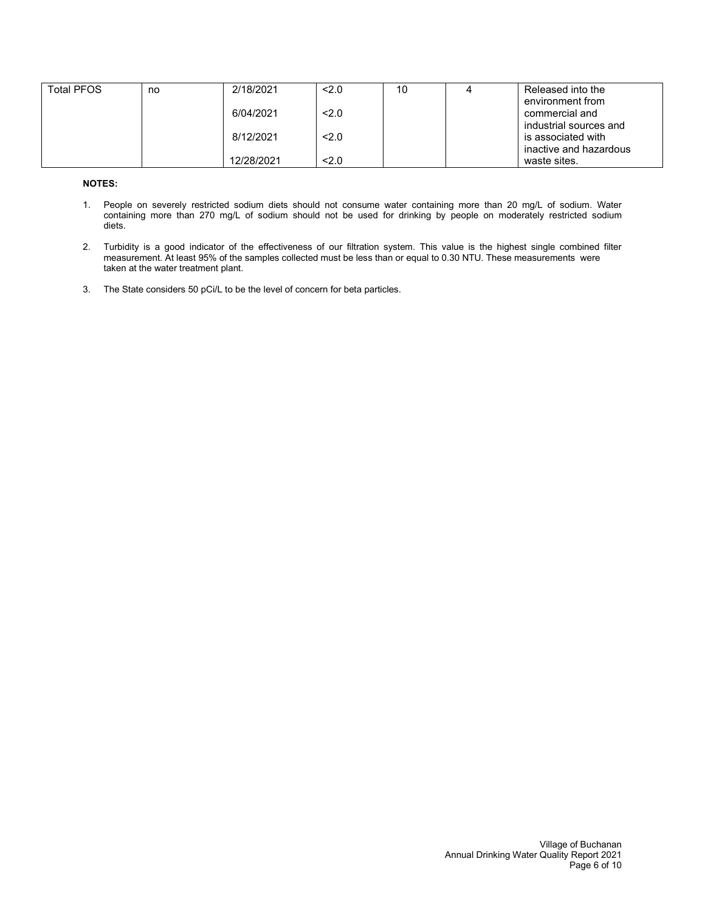| | | | | | | |
|---|---|---|---|---|---|---|
| Total PFOS | no | 2/18/2021<br>6/04/2021<br>8/12/2021<br>12/28/2021 | <2.0<br><2.0<br><2.0<br><2.0 | 10 | 4 | Released into the environment from commercial and industrial sources and is associated with inactive and hazardous waste sites. |

**NOTES:**

1. People on severely restricted sodium diets should not consume water containing more than 20 mg/L of sodium. Water containing more than 270 mg/L of sodium should not be used for drinking by people on moderately restricted sodium diets.

2. Turbidity is a good indicator of the effectiveness of our filtration system. This value is the highest single combined filter measurement. At least 95% of the samples collected must be less than or equal to 0.30 NTU. These measurements were taken at the water treatment plant.

3. The State considers 50 pCi/L to be the level of concern for beta particles.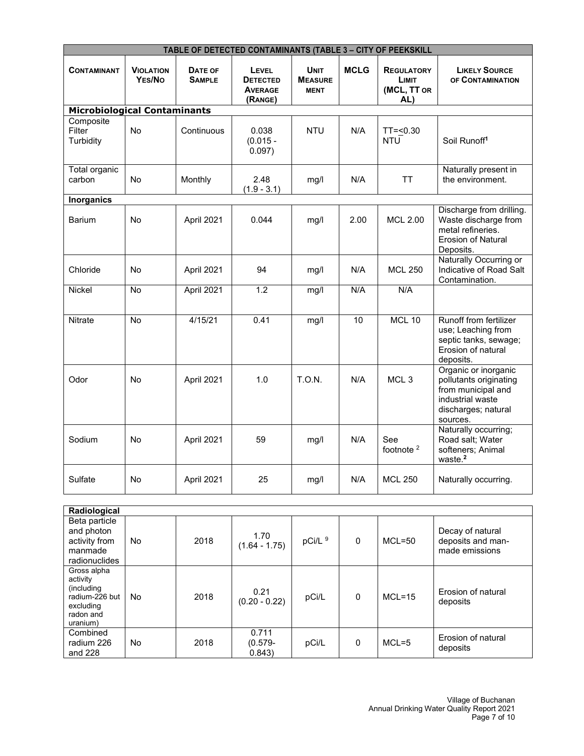| TABLE OF DETECTED CONTAMINANTS (TABLE 3 – CITY OF PEEKSKILL | | | | | | | |
|---|---|---|---|---|---|---|---|
| **CONTAMINANT** | **VIOLATION YES/NO** | **DATE OF SAMPLE** | **LEVEL DETECTED AVERAGE (RANGE)** | **UNIT MEASURE MENT** | **MCLG** | **REGULATORY LIMIT (MCL, TT OR AL)** | **LIKELY SOURCE OF CONTAMINATION** |
| **Microbiological Contaminants** | | | | | | | |
| Composite Filter Turbidity | No | Continuous | 0.038 (0.015 - 0.097) | NTU | N/A | TT=≤0.30 NTU | Soil Runoff[1] |
| Total organic carbon | No | Monthly | 2.48 (1.9 - 3.1) | mg/l | N/A | TT | Naturally present in the environment. |
| **Inorganics** | | | | | | | |
| Barium | No | April 2021 | 0.044 | mg/l | 2.00 | MCL 2.00 | Discharge from drilling. Waste discharge from metal refineries. Erosion of Natural Deposits. |
| Chloride | No | April 2021 | 94 | mg/l | N/A | MCL 250 | Naturally Occurring or Indicative of Road Salt Contamination. |
| Nickel | No | April 2021 | 1.2 | mg/l | N/A | N/A | |
| Nitrate | No | 4/15/21 | 0.41 | mg/l | 10 | MCL 10 | Runoff from fertilizer use; Leaching from septic tanks, sewage; Erosion of natural deposits. |
| Odor | No | April 2021 | 1.0 | T.O.N. | N/A | MCL 3 | Organic or inorganic pollutants originating from municipal and industrial waste discharges; natural sources. |
| Sodium | No | April 2021 | 59 | mg/l | N/A | See footnote [2] | Naturally occurring; Road salt; Water softeners; Animal waste.[2] |
| Sulfate | No | April 2021 | 25 | mg/l | N/A | MCL 250 | Naturally occurring. |

| Radiological | | | | | | | |
|---|---|---|---|---|---|---|---|
| Beta particle and photon activity from manmade radionuclides | No | 2018 | 1.70 (1.64 - 1.75) | pCi/L [9] | 0 | MCL=50 | Decay of natural deposits and man-made emissions |
| Gross alpha activity (including radium-226 but excluding radon and uranium) | No | 2018 | 0.21 (0.20 - 0.22) | pCi/L | 0 | MCL=15 | Erosion of natural deposits |
| Combined radium 226 and 228 | No | 2018 | 0.711 (0.579- 0.843) | pCi/L | 0 | MCL=5 | Erosion of natural deposits |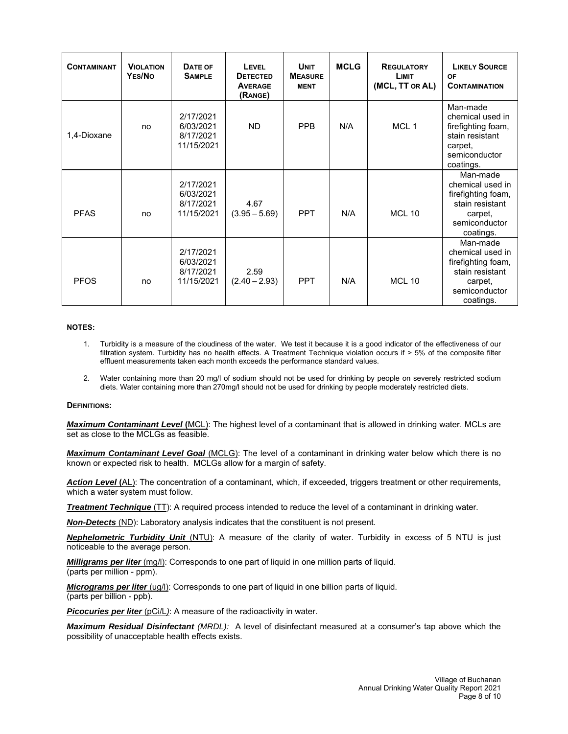| CONTAMINANT | VIOLATION YES/NO | DATE OF SAMPLE | LEVEL DETECTED AVERAGE (RANGE) | UNIT MEASURE MENT | MCLG | REGULATORY LIMIT (MCL, TT OR AL) | LIKELY SOURCE OF CONTAMINATION |
|---|---|---|---|---|---|---|---|
| 1,4-Dioxane | no | 2/17/2021 6/03/2021 8/17/2021 11/15/2021 | ND | PPB | N/A | MCL 1 | Man-made chemical used in firefighting foam, stain resistant carpet, semiconductor coatings. |
| PFAS | no | 2/17/2021 6/03/2021 8/17/2021 11/15/2021 | 4.67 (3.95 – 5.69) | PPT | N/A | MCL 10 | Man-made chemical used in firefighting foam, stain resistant carpet, semiconductor coatings. |
| PFOS | no | 2/17/2021 6/03/2021 8/17/2021 11/15/2021 | 2.59 (2.40 – 2.93) | PPT | N/A | MCL 10 | Man-made chemical used in firefighting foam, stain resistant carpet, semiconductor coatings. |

**NOTES:**

1. Turbidity is a measure of the cloudiness of the water. We test it because it is a good indicator of the effectiveness of our filtration system. Turbidity has no health effects. A Treatment Technique violation occurs if > 5% of the composite filter effluent measurements taken each month exceeds the performance standard values.

2. Water containing more than 20 mg/l of sodium should not be used for drinking by people on severely restricted sodium diets. Water containing more than 270mg/l should not be used for drinking by people moderately restricted diets.

**DEFINITIONS:**

***Maximum Contaminant Level*** **(**MCL): The highest level of a contaminant that is allowed in drinking water. MCLs are set as close to the MCLGs as feasible.

***Maximum Contaminant Level Goal*** (MCLG): The level of a contaminant in drinking water below which there is no known or expected risk to health. MCLGs allow for a margin of safety.

***Action Level*** **(**AL): The concentration of a contaminant, which, if exceeded, triggers treatment or other requirements, which a water system must follow.

***Treatment Technique*** (TT): A required process intended to reduce the level of a contaminant in drinking water.

***Non-Detects*** (ND): Laboratory analysis indicates that the constituent is not present.

***Nephelometric Turbidity Unit*** (NTU): A measure of the clarity of water. Turbidity in excess of 5 NTU is just noticeable to the average person.

***Milligrams per liter*** (mg/l): Corresponds to one part of liquid in one million parts of liquid. (parts per million - ppm).

***Micrograms per liter*** (ug/l): Corresponds to one part of liquid in one billion parts of liquid. (parts per billion - ppb).

***Picocuries per liter*** (pCi/L): A measure of the radioactivity in water.

***Maximum Residual Disinfectant*** *(MRDL):* A level of disinfectant measured at a consumer's tap above which the possibility of unacceptable health effects exists.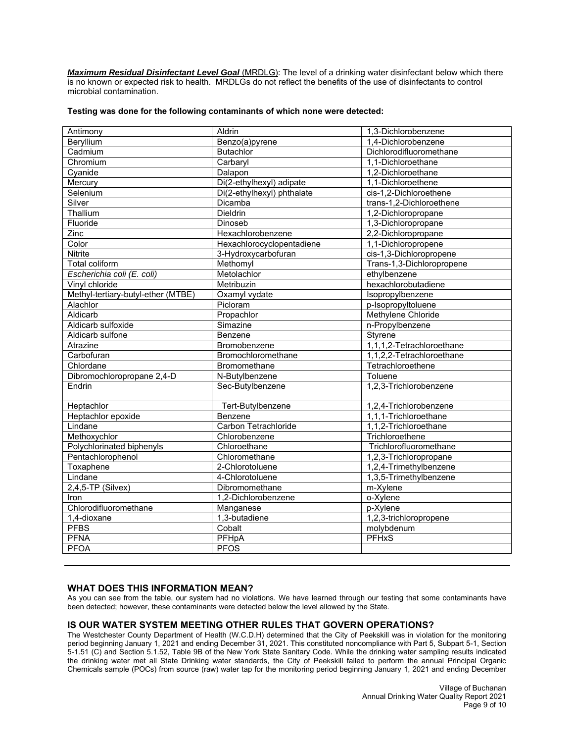***Maximum Residual Disinfectant Level Goal*** (MRDLG): The level of a drinking water disinfectant below which there is no known or expected risk to health. MRDLGs do not reflect the benefits of the use of disinfectants to control microbial contamination.

**Testing was done for the following contaminants of which none were detected:**

| | | |
|---|---|---|
| Antimony | Aldrin | 1,3-Dichlorobenzene |
| Beryllium | Benzo(a)pyrene | 1,4-Dichlorobenzene |
| Cadmium | Butachlor | Dichlorodifluoromethane |
| Chromium | Carbaryl | 1,1-Dichloroethane |
| Cyanide | Dalapon | 1,2-Dichloroethane |
| Mercury | Di(2-ethylhexyl) adipate | 1,1-Dichloroethene |
| Selenium | Di(2-ethylhexyl) phthalate | cis-1,2-Dichloroethene |
| Silver | Dicamba | trans-1,2-Dichloroethene |
| Thallium | Dieldrin | 1,2-Dichloropropane |
| Fluoride | Dinoseb | 1,3-Dichloropropane |
| Zinc | Hexachlorobenzene | 2,2-Dichloropropane |
| Color | Hexachlorocyclopentadiene | 1,1-Dichloropropene |
| Nitrite | 3-Hydroxycarbofuran | cis-1,3-Dichloropropene |
| Total coliform | Methomyl | Trans-1,3-Dichloropropene |
| *Escherichia coli (E. coli)* | Metolachlor | ethylbenzene |
| Vinyl chloride | Metribuzin | hexachlorobutadiene |
| Methyl-tertiary-butyl-ether (MTBE) | Oxamyl vydate | Isopropylbenzene |
| Alachlor | Picloram | p-Isopropyltoluene |
| Aldicarb | Propachlor | Methylene Chloride |
| Aldicarb sulfoxide | Simazine | n-Propylbenzene |
| Aldicarb sulfone | Benzene | Styrene |
| Atrazine | Bromobenzene | 1,1,1,2-Tetrachloroethane |
| Carbofuran | Bromochloromethane | 1,1,2,2-Tetrachloroethane |
| Chlordane | Bromomethane | Tetrachloroethene |
| Dibromochloropropane 2,4-D | N-Butylbenzene | Toluene |
| Endrin | Sec-Butylbenzene | 1,2,3-Trichlorobenzene |
| Heptachlor | Tert-Butylbenzene | 1,2,4-Trichlorobenzene |
| Heptachlor epoxide | Benzene | 1,1,1-Trichloroethane |
| Lindane | Carbon Tetrachloride | 1,1,2-Trichloroethane |
| Methoxychlor | Chlorobenzene | Trichloroethene |
| Polychlorinated biphenyls | Chloroethane | Trichlorofluoromethane |
| Pentachlorophenol | Chloromethane | 1,2,3-Trichloropropane |
| Toxaphene | 2-Chlorotoluene | 1,2,4-Trimethylbenzene |
| Lindane | 4-Chlorotoluene | 1,3,5-Trimethylbenzene |
| 2,4,5-TP (Silvex) | Dibromomethane | m-Xylene |
| Iron | 1,2-Dichlorobenzene | o-Xylene |
| Chlorodifluoromethane | Manganese | p-Xylene |
| 1,4-dioxane | 1,3-butadiene | 1,2,3-trichloropropene |
| PFBS | Cobalt | molybdenum |
| PFNA | PFHpA | PFHxS |
| PFOA | PFOS | |

## WHAT DOES THIS INFORMATION MEAN?

As you can see from the table, our system had no violations. We have learned through our testing that some contaminants have been detected; however, these contaminants were detected below the level allowed by the State.

## IS OUR WATER SYSTEM MEETING OTHER RULES THAT GOVERN OPERATIONS?

The Westchester County Department of Health (W.C.D.H) determined that the City of Peekskill was in violation for the monitoring period beginning January 1, 2021 and ending December 31, 2021. This constituted noncompliance with Part 5, Subpart 5-1, Section 5-1.51 (C) and Section 5.1.52, Table 9B of the New York State Sanitary Code. While the drinking water sampling results indicated the drinking water met all State Drinking water standards, the City of Peekskill failed to perform the annual Principal Organic Chemicals sample (POCs) from source (raw) water tap for the monitoring period beginning January 1, 2021 and ending December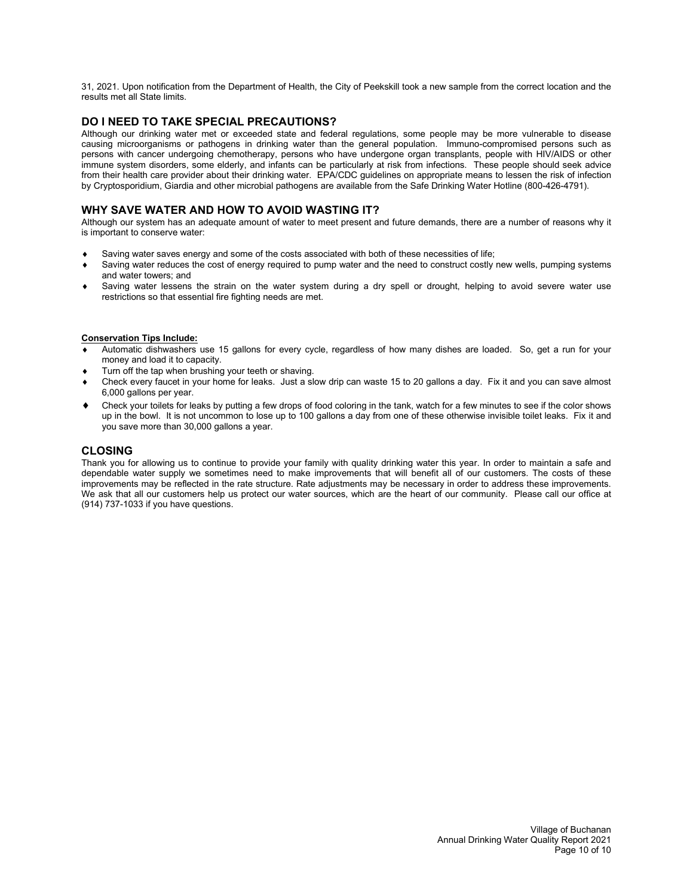31, 2021. Upon notification from the Department of Health, the City of Peekskill took a new sample from the correct location and the results met all State limits.

## DO I NEED TO TAKE SPECIAL PRECAUTIONS?

Although our drinking water met or exceeded state and federal regulations, some people may be more vulnerable to disease causing microorganisms or pathogens in drinking water than the general population. Immuno-compromised persons such as persons with cancer undergoing chemotherapy, persons who have undergone organ transplants, people with HIV/AIDS or other immune system disorders, some elderly, and infants can be particularly at risk from infections. These people should seek advice from their health care provider about their drinking water. EPA/CDC guidelines on appropriate means to lessen the risk of infection by Cryptosporidium, Giardia and other microbial pathogens are available from the Safe Drinking Water Hotline (800-426-4791).

## WHY SAVE WATER AND HOW TO AVOID WASTING IT?

Although our system has an adequate amount of water to meet present and future demands, there are a number of reasons why it is important to conserve water:

- Saving water saves energy and some of the costs associated with both of these necessities of life;
- Saving water reduces the cost of energy required to pump water and the need to construct costly new wells, pumping systems and water towers; and
- Saving water lessens the strain on the water system during a dry spell or drought, helping to avoid severe water use restrictions so that essential fire fighting needs are met.

**Conservation Tips Include:**

- Automatic dishwashers use 15 gallons for every cycle, regardless of how many dishes are loaded. So, get a run for your money and load it to capacity.
- Turn off the tap when brushing your teeth or shaving.
- Check every faucet in your home for leaks. Just a slow drip can waste 15 to 20 gallons a day. Fix it and you can save almost 6,000 gallons per year.
- Check your toilets for leaks by putting a few drops of food coloring in the tank, watch for a few minutes to see if the color shows up in the bowl. It is not uncommon to lose up to 100 gallons a day from one of these otherwise invisible toilet leaks. Fix it and you save more than 30,000 gallons a year.

## CLOSING

Thank you for allowing us to continue to provide your family with quality drinking water this year. In order to maintain a safe and dependable water supply we sometimes need to make improvements that will benefit all of our customers. The costs of these improvements may be reflected in the rate structure. Rate adjustments may be necessary in order to address these improvements. We ask that all our customers help us protect our water sources, which are the heart of our community. Please call our office at (914) 737-1033 if you have questions.